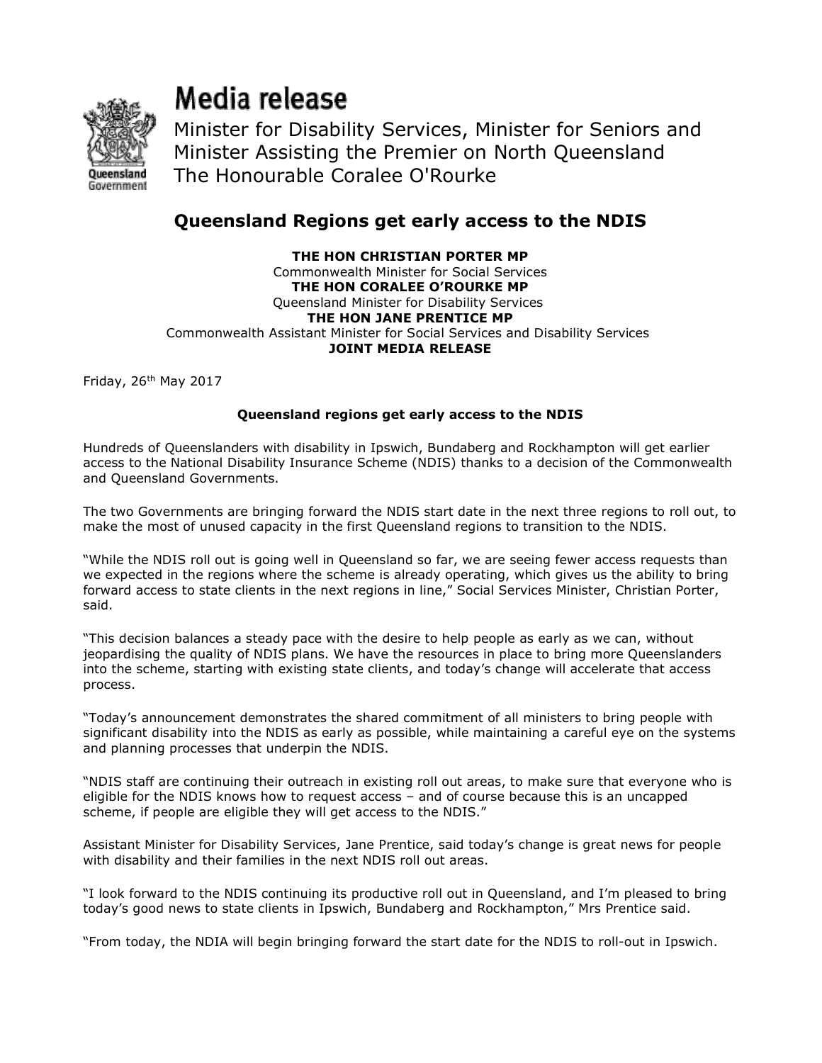# Media release

Minister for Disability Services, Minister for Seniors and Minister Assisting the Premier on North Queensland
The Honourable Coralee O'Rourke

## Queensland Regions get early access to the NDIS

**THE HON CHRISTIAN PORTER MP**
Commonwealth Minister for Social Services
**THE HON CORALEE O'ROURKE MP**
Queensland Minister for Disability Services
**THE HON JANE PRENTICE MP**
Commonwealth Assistant Minister for Social Services and Disability Services
**JOINT MEDIA RELEASE**

Friday, 26th May 2017

**Queensland regions get early access to the NDIS**

Hundreds of Queenslanders with disability in Ipswich, Bundaberg and Rockhampton will get earlier access to the National Disability Insurance Scheme (NDIS) thanks to a decision of the Commonwealth and Queensland Governments.

The two Governments are bringing forward the NDIS start date in the next three regions to roll out, to make the most of unused capacity in the first Queensland regions to transition to the NDIS.

"While the NDIS roll out is going well in Queensland so far, we are seeing fewer access requests than we expected in the regions where the scheme is already operating, which gives us the ability to bring forward access to state clients in the next regions in line," Social Services Minister, Christian Porter, said.

"This decision balances a steady pace with the desire to help people as early as we can, without jeopardising the quality of NDIS plans. We have the resources in place to bring more Queenslanders into the scheme, starting with existing state clients, and today's change will accelerate that access process.

"Today's announcement demonstrates the shared commitment of all ministers to bring people with significant disability into the NDIS as early as possible, while maintaining a careful eye on the systems and planning processes that underpin the NDIS.

"NDIS staff are continuing their outreach in existing roll out areas, to make sure that everyone who is eligible for the NDIS knows how to request access – and of course because this is an uncapped scheme, if people are eligible they will get access to the NDIS."

Assistant Minister for Disability Services, Jane Prentice, said today's change is great news for people with disability and their families in the next NDIS roll out areas.

"I look forward to the NDIS continuing its productive roll out in Queensland, and I'm pleased to bring today's good news to state clients in Ipswich, Bundaberg and Rockhampton," Mrs Prentice said.

"From today, the NDIA will begin bringing forward the start date for the NDIS to roll-out in Ipswich.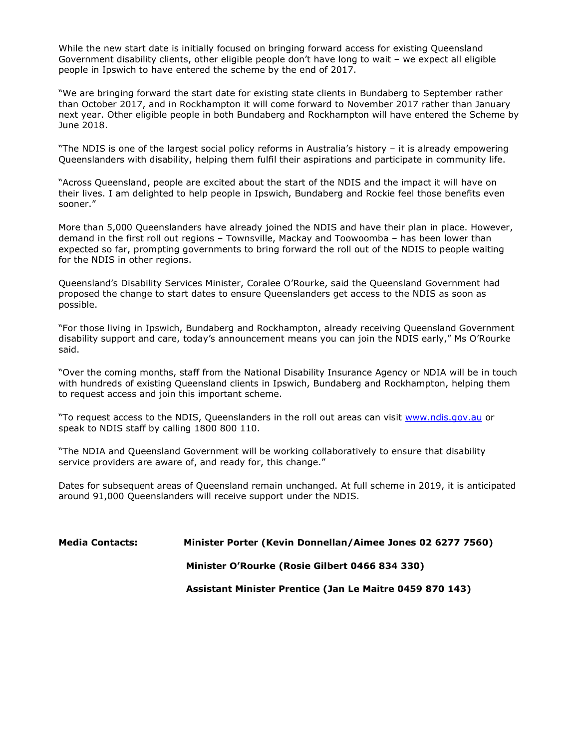While the new start date is initially focused on bringing forward access for existing Queensland Government disability clients, other eligible people don't have long to wait – we expect all eligible people in Ipswich to have entered the scheme by the end of 2017.

"We are bringing forward the start date for existing state clients in Bundaberg to September rather than October 2017, and in Rockhampton it will come forward to November 2017 rather than January next year. Other eligible people in both Bundaberg and Rockhampton will have entered the Scheme by June 2018.

"The NDIS is one of the largest social policy reforms in Australia's history – it is already empowering Queenslanders with disability, helping them fulfil their aspirations and participate in community life.

"Across Queensland, people are excited about the start of the NDIS and the impact it will have on their lives. I am delighted to help people in Ipswich, Bundaberg and Rockie feel those benefits even sooner."

More than 5,000 Queenslanders have already joined the NDIS and have their plan in place. However, demand in the first roll out regions – Townsville, Mackay and Toowoomba – has been lower than expected so far, prompting governments to bring forward the roll out of the NDIS to people waiting for the NDIS in other regions.

Queensland's Disability Services Minister, Coralee O'Rourke, said the Queensland Government had proposed the change to start dates to ensure Queenslanders get access to the NDIS as soon as possible.

"For those living in Ipswich, Bundaberg and Rockhampton, already receiving Queensland Government disability support and care, today's announcement means you can join the NDIS early," Ms O'Rourke said.

"Over the coming months, staff from the National Disability Insurance Agency or NDIA will be in touch with hundreds of existing Queensland clients in Ipswich, Bundaberg and Rockhampton, helping them to request access and join this important scheme.

"To request access to the NDIS, Queenslanders in the roll out areas can visit www.ndis.gov.au or speak to NDIS staff by calling 1800 800 110.

"The NDIA and Queensland Government will be working collaboratively to ensure that disability service providers are aware of, and ready for, this change."

Dates for subsequent areas of Queensland remain unchanged. At full scheme in 2019, it is anticipated around 91,000 Queenslanders will receive support under the NDIS.

**Media Contacts:** **Minister Porter (Kevin Donnellan/Aimee Jones 02 6277 7560)**

**Minister O'Rourke (Rosie Gilbert 0466 834 330)**

**Assistant Minister Prentice (Jan Le Maitre 0459 870 143)**